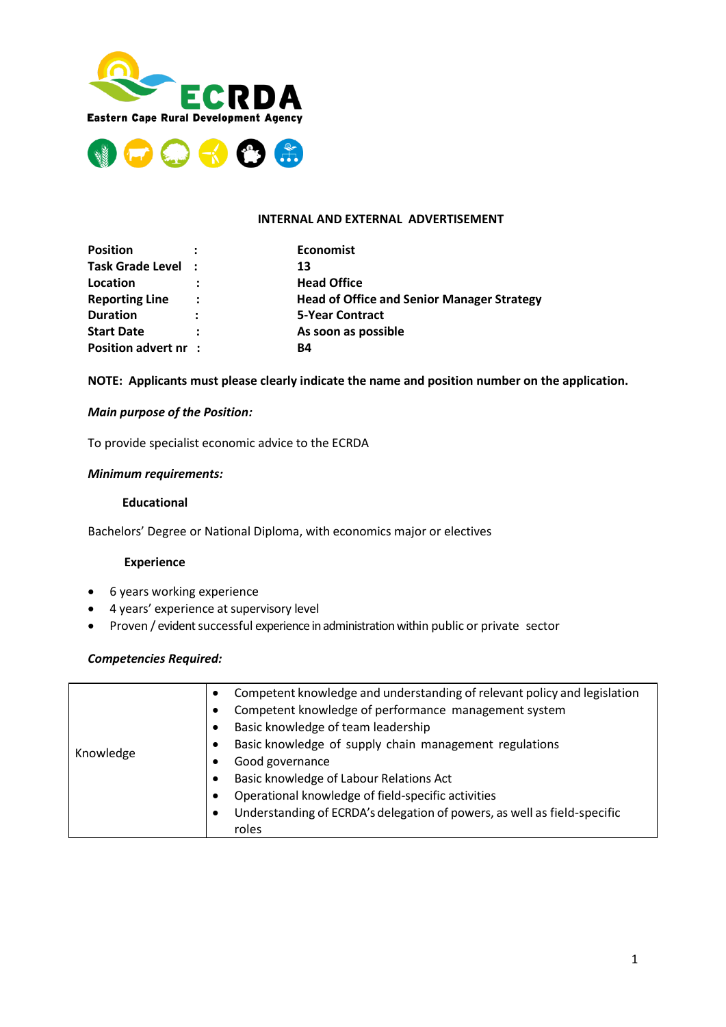**ECRDA**

**Eastern Cape Rural Development Agency**

**INTERNAL AND EXTERNAL ADVERTISEMENT**

| | | |
|---|---|---|
| **Position** | **:** | **Economist** |
| **Task Grade Level** | **:** | **13** |
| **Location** | **:** | **Head Office** |
| **Reporting Line** | **:** | **Head of Office and Senior Manager Strategy** |
| **Duration** | **:** | **5-Year Contract** |
| **Start Date** | **:** | **As soon as possible** |
| **Position advert nr** | **:** | **B4** |

**NOTE: Applicants must please clearly indicate the name and position number on the application.**

***Main purpose of the Position:***

To provide specialist economic advice to the ECRDA

***Minimum requirements:***

**Educational**

Bachelors' Degree or National Diploma, with economics major or electives

**Experience**

- 6 years working experience
- 4 years' experience at supervisory level
- Proven / evident successful experience in administration within public or private sector

***Competencies Required:***

| | |
|---|---|
| Knowledge | • Competent knowledge and understanding of relevant policy and legislation<br>• Competent knowledge of performance management system<br>• Basic knowledge of team leadership<br>• Basic knowledge of supply chain management regulations<br>• Good governance<br>• Basic knowledge of Labour Relations Act<br>• Operational knowledge of field-specific activities<br>• Understanding of ECRDA's delegation of powers, as well as field-specific roles |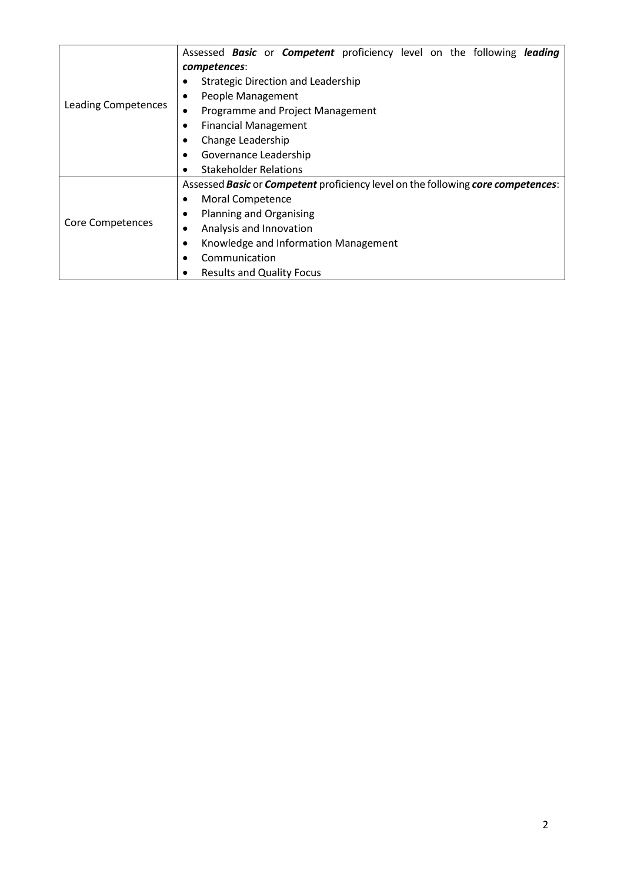| | |
|---|---|
| Leading Competences | Assessed ***Basic*** or ***Competent*** proficiency level on the following ***leading competences***:<br>• Strategic Direction and Leadership<br>• People Management<br>• Programme and Project Management<br>• Financial Management<br>• Change Leadership<br>• Governance Leadership<br>• Stakeholder Relations |
| Core Competences | Assessed ***Basic*** or ***Competent*** proficiency level on the following ***core competences***:<br>• Moral Competence<br>• Planning and Organising<br>• Analysis and Innovation<br>• Knowledge and Information Management<br>• Communication<br>• Results and Quality Focus |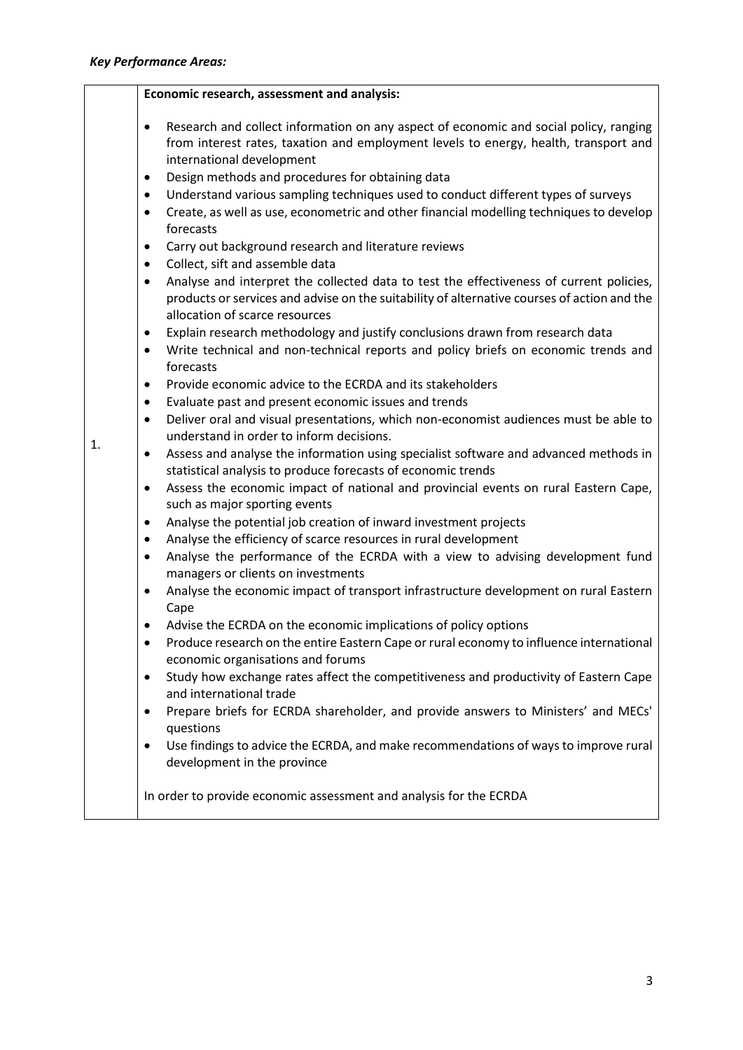***Key Performance Areas:***

| | **Economic research, assessment and analysis:** |
|---|---|
| 1. | • Research and collect information on any aspect of economic and social policy, ranging from interest rates, taxation and employment levels to energy, health, transport and international development<br>• Design methods and procedures for obtaining data<br>• Understand various sampling techniques used to conduct different types of surveys<br>• Create, as well as use, econometric and other financial modelling techniques to develop forecasts<br>• Carry out background research and literature reviews<br>• Collect, sift and assemble data<br>• Analyse and interpret the collected data to test the effectiveness of current policies, products or services and advise on the suitability of alternative courses of action and the allocation of scarce resources<br>• Explain research methodology and justify conclusions drawn from research data<br>• Write technical and non-technical reports and policy briefs on economic trends and forecasts<br>• Provide economic advice to the ECRDA and its stakeholders<br>• Evaluate past and present economic issues and trends<br>• Deliver oral and visual presentations, which non-economist audiences must be able to understand in order to inform decisions.<br>• Assess and analyse the information using specialist software and advanced methods in statistical analysis to produce forecasts of economic trends<br>• Assess the economic impact of national and provincial events on rural Eastern Cape, such as major sporting events<br>• Analyse the potential job creation of inward investment projects<br>• Analyse the efficiency of scarce resources in rural development<br>• Analyse the performance of the ECRDA with a view to advising development fund managers or clients on investments<br>• Analyse the economic impact of transport infrastructure development on rural Eastern Cape<br>• Advise the ECRDA on the economic implications of policy options<br>• Produce research on the entire Eastern Cape or rural economy to influence international economic organisations and forums<br>• Study how exchange rates affect the competitiveness and productivity of Eastern Cape and international trade<br>• Prepare briefs for ECRDA shareholder, and provide answers to Ministers' and MECs' questions<br>• Use findings to advice the ECRDA, and make recommendations of ways to improve rural development in the province<br><br>In order to provide economic assessment and analysis for the ECRDA |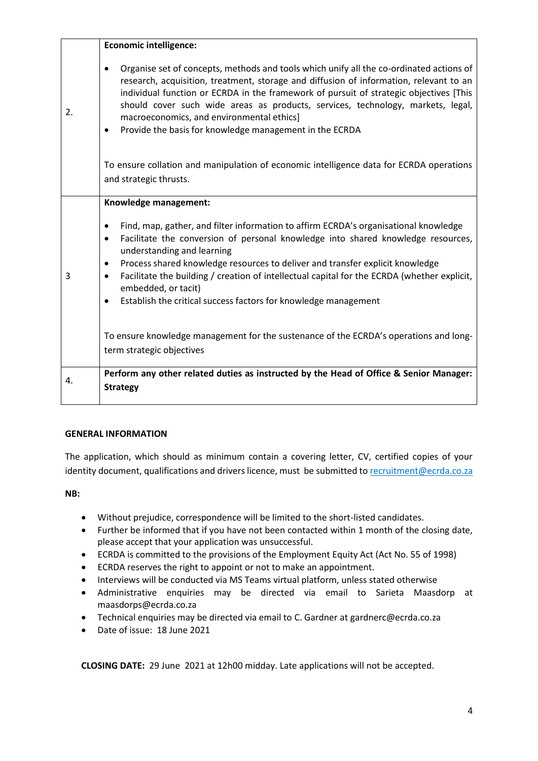| | |
|---|---|
| 2. | **Economic intelligence:**<br><br>• Organise set of concepts, methods and tools which unify all the co-ordinated actions of research, acquisition, treatment, storage and diffusion of information, relevant to an individual function or ECRDA in the framework of pursuit of strategic objectives [This should cover such wide areas as products, services, technology, markets, legal, macroeconomics, and environmental ethics]<br>• Provide the basis for knowledge management in the ECRDA<br><br>To ensure collation and manipulation of economic intelligence data for ECRDA operations and strategic thrusts. |
| 3 | **Knowledge management:**<br><br>• Find, map, gather, and filter information to affirm ECRDA's organisational knowledge<br>• Facilitate the conversion of personal knowledge into shared knowledge resources, understanding and learning<br>• Process shared knowledge resources to deliver and transfer explicit knowledge<br>• Facilitate the building / creation of intellectual capital for the ECRDA (whether explicit, embedded, or tacit)<br>• Establish the critical success factors for knowledge management<br><br>To ensure knowledge management for the sustenance of the ECRDA's operations and long-term strategic objectives |
| 4. | **Perform any other related duties as instructed by the Head of Office & Senior Manager: Strategy** |

**GENERAL INFORMATION**

The application, which should as minimum contain a covering letter, CV, certified copies of your identity document, qualifications and drivers licence, must be submitted to recruitment@ecrda.co.za

**NB:**

- Without prejudice, correspondence will be limited to the short-listed candidates.
- Further be informed that if you have not been contacted within 1 month of the closing date, please accept that your application was unsuccessful.
- ECRDA is committed to the provisions of the Employment Equity Act (Act No. 55 of 1998)
- ECRDA reserves the right to appoint or not to make an appointment.
- Interviews will be conducted via MS Teams virtual platform, unless stated otherwise
- Administrative enquiries may be directed via email to Sarieta Maasdorp at maasdorps@ecrda.co.za
- Technical enquiries may be directed via email to C. Gardner at gardnerc@ecrda.co.za
- Date of issue: 18 June 2021

**CLOSING DATE:** 29 June 2021 at 12h00 midday. Late applications will not be accepted.